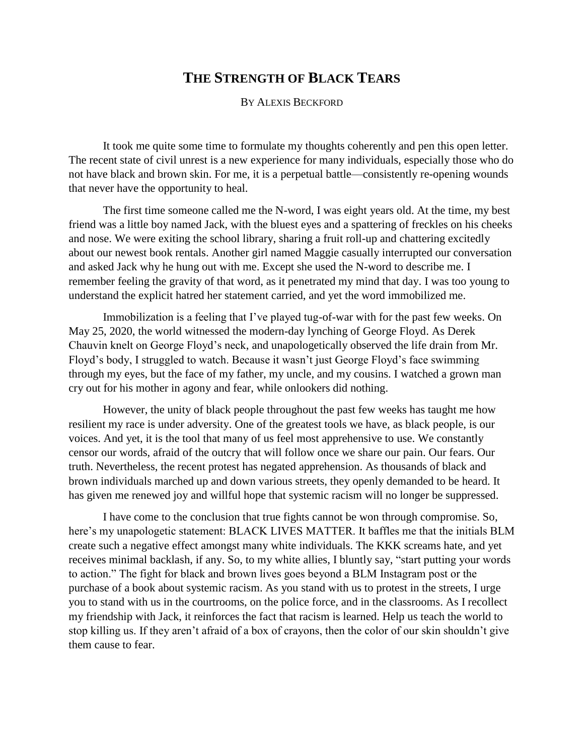# The Strength of Black Tears

By Alexis Beckford

It took me quite some time to formulate my thoughts coherently and pen this open letter. The recent state of civil unrest is a new experience for many individuals, especially those who do not have black and brown skin. For me, it is a perpetual battle—consistently re-opening wounds that never have the opportunity to heal.

The first time someone called me the N-word, I was eight years old. At the time, my best friend was a little boy named Jack, with the bluest eyes and a spattering of freckles on his cheeks and nose. We were exiting the school library, sharing a fruit roll-up and chattering excitedly about our newest book rentals. Another girl named Maggie casually interrupted our conversation and asked Jack why he hung out with me. Except she used the N-word to describe me. I remember feeling the gravity of that word, as it penetrated my mind that day. I was too young to understand the explicit hatred her statement carried, and yet the word immobilized me.

Immobilization is a feeling that I've played tug-of-war with for the past few weeks. On May 25, 2020, the world witnessed the modern-day lynching of George Floyd. As Derek Chauvin knelt on George Floyd's neck, and unapologetically observed the life drain from Mr. Floyd's body, I struggled to watch. Because it wasn't just George Floyd's face swimming through my eyes, but the face of my father, my uncle, and my cousins. I watched a grown man cry out for his mother in agony and fear, while onlookers did nothing.

However, the unity of black people throughout the past few weeks has taught me how resilient my race is under adversity. One of the greatest tools we have, as black people, is our voices. And yet, it is the tool that many of us feel most apprehensive to use. We constantly censor our words, afraid of the outcry that will follow once we share our pain. Our fears. Our truth. Nevertheless, the recent protest has negated apprehension. As thousands of black and brown individuals marched up and down various streets, they openly demanded to be heard. It has given me renewed joy and willful hope that systemic racism will no longer be suppressed.

I have come to the conclusion that true fights cannot be won through compromise. So, here's my unapologetic statement: BLACK LIVES MATTER. It baffles me that the initials BLM create such a negative effect amongst many white individuals. The KKK screams hate, and yet receives minimal backlash, if any. So, to my white allies, I bluntly say, "start putting your words to action." The fight for black and brown lives goes beyond a BLM Instagram post or the purchase of a book about systemic racism. As you stand with us to protest in the streets, I urge you to stand with us in the courtrooms, on the police force, and in the classrooms. As I recollect my friendship with Jack, it reinforces the fact that racism is learned. Help us teach the world to stop killing us. If they aren't afraid of a box of crayons, then the color of our skin shouldn't give them cause to fear.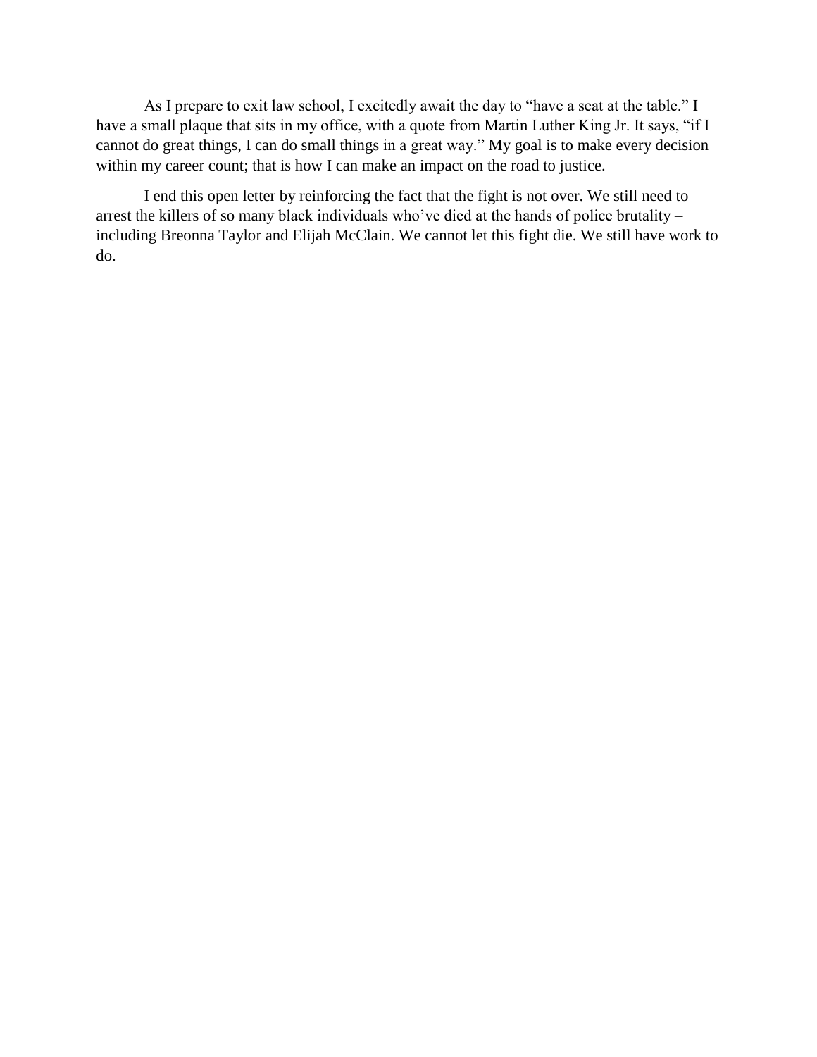As I prepare to exit law school, I excitedly await the day to "have a seat at the table." I have a small plaque that sits in my office, with a quote from Martin Luther King Jr. It says, "if I cannot do great things, I can do small things in a great way." My goal is to make every decision within my career count; that is how I can make an impact on the road to justice.

I end this open letter by reinforcing the fact that the fight is not over. We still need to arrest the killers of so many black individuals who've died at the hands of police brutality – including Breonna Taylor and Elijah McClain. We cannot let this fight die. We still have work to do.